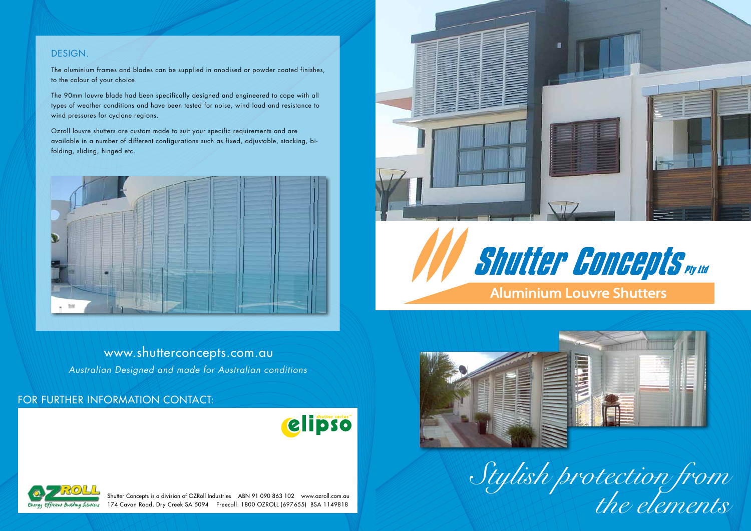## DESIGN.

The aluminium frames and blades can be supplied in anodised or powder coated finishes, to the colour of your choice.

The 90mm louvre blade had been specifically designed and engineered to cope with all types of weather conditions and have been tested for noise, wind load and resistance to wind pressures for cyclone regions.

Ozroll louvre shutters are custom made to suit your specific requirements and are available in a number of different configurations such as fixed, adjustable, stacking, bi-folding, sliding, hinged etc.

www.shutterconcepts.com.au

*Australian Designed and made for Australian conditions*

FOR FURTHER INFORMATION CONTACT:

elipso shutter series™

OZROLL Energy Efficient Building Solutions

Shutter Concepts is a division of OZRoll Industries ABN 91 090 863 102 www.ozroll.com.au
174 Cavan Road, Dry Creek SA 5094 Freecall: 1800 OZROLL (697655) BSA 1149818

# Shutter Concepts Pty Ltd

## Aluminium Louvre Shutters

*Stylish protection from the elements*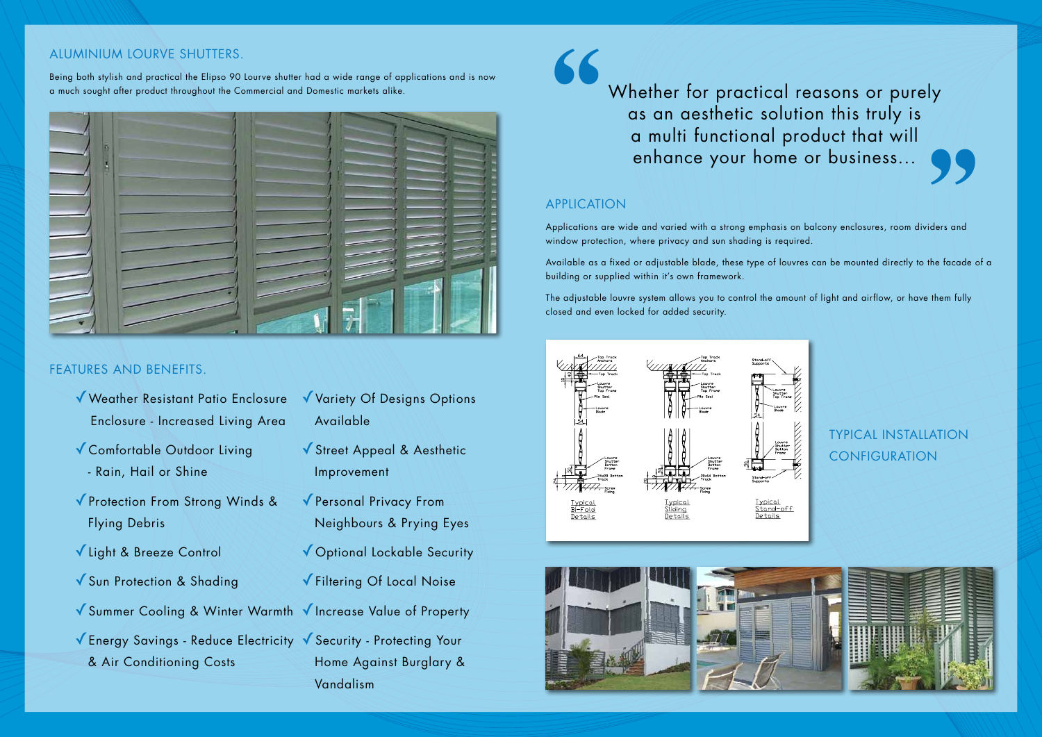## ALUMINIUM LOURVE SHUTTERS.

Being both stylish and practical the Elipso 90 Louvre shutter had a wide range of applications and is now a much sought after product throughout the Commercial and Domestic markets alike.

## FEATURES AND BENEFITS.

- ✓ Weather Resistant Patio Enclosure Enclosure - Increased Living Area
- ✓ Comfortable Outdoor Living - Rain, Hail or Shine
- ✓ Protection From Strong Winds & Flying Debris
- ✓ Light & Breeze Control
- ✓ Sun Protection & Shading
- ✓ Summer Cooling & Winter Warmth
- ✓ Energy Savings - Reduce Electricity & Air Conditioning Costs
- ✓ Variety Of Designs Options Available
- ✓ Street Appeal & Aesthetic Improvement
- ✓ Personal Privacy From Neighbours & Prying Eyes
- ✓ Optional Lockable Security
- ✓ Filtering Of Local Noise
- ✓ Increase Value of Property
- ✓ Security - Protecting Your Home Against Burglary & Vandalism

> "Whether for practical reasons or purely as an aesthetic solution this truly is a multi functional product that will enhance your home or business..."

## APPLICATION

Applications are wide and varied with a strong emphasis on balcony enclosures, room dividers and window protection, where privacy and sun shading is required.

Available as a fixed or adjustable blade, these type of louvres can be mounted directly to the facade of a building or supplied within it's own framework.

The adjustable louvre system allows you to control the amount of light and airflow, or have them fully closed and even locked for added security.

## TYPICAL INSTALLATION CONFIGURATION

Typical Bi-Fold Details

Typical Sliding Details

Typical Stand-off Details